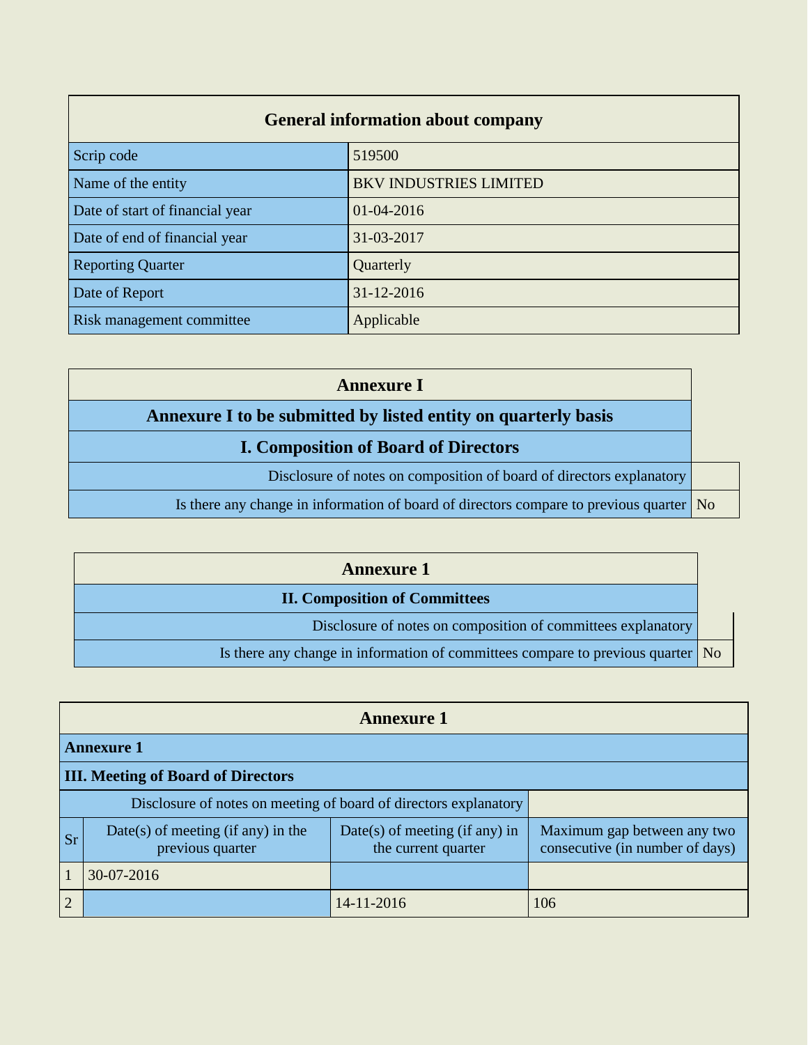## General information about company

| | |
|---|---|
| Scrip code | 519500 |
| Name of the entity | BKV INDUSTRIES LIMITED |
| Date of start of financial year | 01-04-2016 |
| Date of end of financial year | 31-03-2017 |
| Reporting Quarter | Quarterly |
| Date of Report | 31-12-2016 |
| Risk management committee | Applicable |

## Annexure I

### Annexure I to be submitted by listed entity on quarterly basis

### I. Composition of Board of Directors

| | |
|---|---|
| Disclosure of notes on composition of board of directors explanatory | |
| Is there any change in information of board of directors compare to previous quarter | No |

## Annexure 1

### II. Composition of Committees

| | |
|---|---|
| Disclosure of notes on composition of committees explanatory | |
| Is there any change in information of committees compare to previous quarter | No |

## Annexure 1

**Annexure 1**

**III. Meeting of Board of Directors**

| | | | |
|---|---|---|---|
| | Disclosure of notes on meeting of board of directors explanatory | | |
| Sr | Date(s) of meeting (if any) in the previous quarter | Date(s) of meeting (if any) in the current quarter | Maximum gap between any two consecutive (in number of days) |
| 1 | 30-07-2016 | | |
| 2 | | 14-11-2016 | 106 |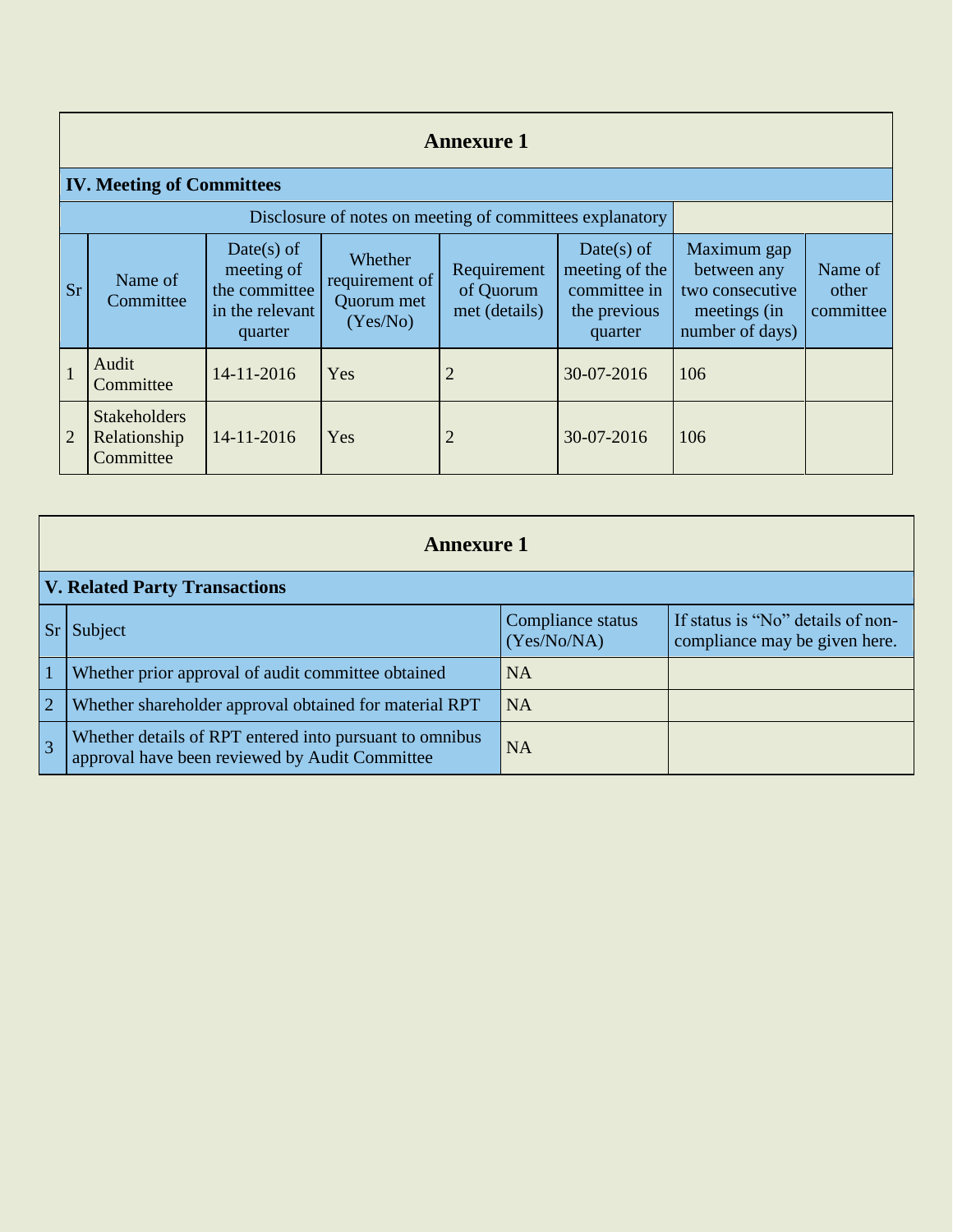## Annexure 1

### IV. Meeting of Committees

Disclosure of notes on meeting of committees explanatory

| Sr | Name of Committee | Date(s) of meeting of the committee in the relevant quarter | Whether requirement of Quorum met (Yes/No) | Requirement of Quorum met (details) | Date(s) of meeting of the committee in the previous quarter | Maximum gap between any two consecutive meetings (in number of days) | Name of other committee |
|---|---|---|---|---|---|---|---|
| 1 | Audit Committee | 14-11-2016 | Yes | 2 | 30-07-2016 | 106 | |
| 2 | Stakeholders Relationship Committee | 14-11-2016 | Yes | 2 | 30-07-2016 | 106 | |

## Annexure 1

### V. Related Party Transactions

| Sr | Subject | Compliance status (Yes/No/NA) | If status is "No" details of non-compliance may be given here. |
|---|---|---|---|
| 1 | Whether prior approval of audit committee obtained | NA | |
| 2 | Whether shareholder approval obtained for material RPT | NA | |
| 3 | Whether details of RPT entered into pursuant to omnibus approval have been reviewed by Audit Committee | NA | |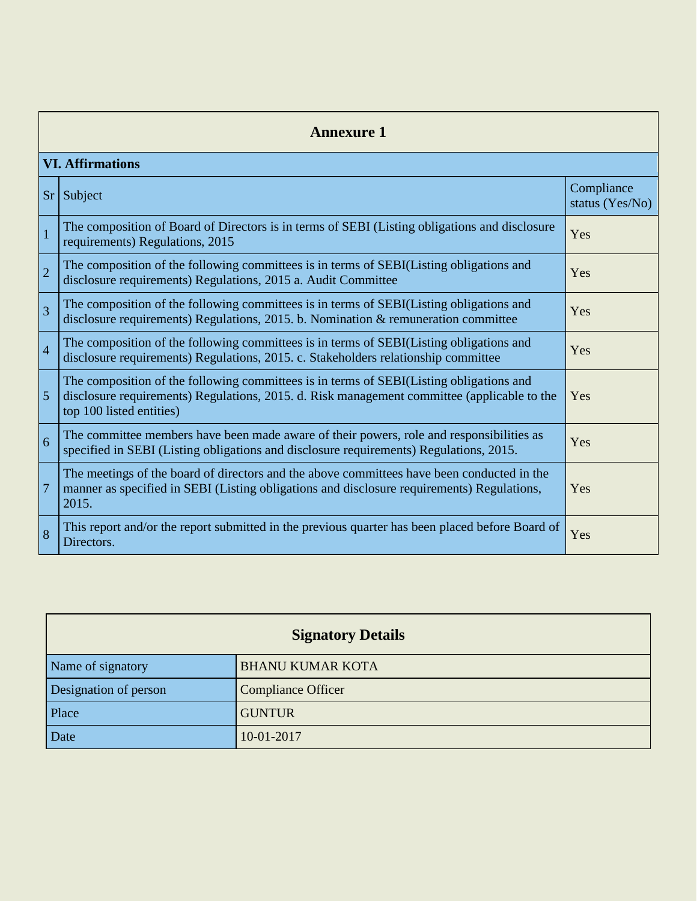## Annexure 1

| VI. Affirmations | | |
|---|---|---|
| Sr | Subject | Compliance status (Yes/No) |
| 1 | The composition of Board of Directors is in terms of SEBI (Listing obligations and disclosure requirements) Regulations, 2015 | Yes |
| 2 | The composition of the following committees is in terms of SEBI(Listing obligations and disclosure requirements) Regulations, 2015 a. Audit Committee | Yes |
| 3 | The composition of the following committees is in terms of SEBI(Listing obligations and disclosure requirements) Regulations, 2015. b. Nomination & remuneration committee | Yes |
| 4 | The composition of the following committees is in terms of SEBI(Listing obligations and disclosure requirements) Regulations, 2015. c. Stakeholders relationship committee | Yes |
| 5 | The composition of the following committees is in terms of SEBI(Listing obligations and disclosure requirements) Regulations, 2015. d. Risk management committee (applicable to the top 100 listed entities) | Yes |
| 6 | The committee members have been made aware of their powers, role and responsibilities as specified in SEBI (Listing obligations and disclosure requirements) Regulations, 2015. | Yes |
| 7 | The meetings of the board of directors and the above committees have been conducted in the manner as specified in SEBI (Listing obligations and disclosure requirements) Regulations, 2015. | Yes |
| 8 | This report and/or the report submitted in the previous quarter has been placed before Board of Directors. | Yes |

## Signatory Details

| | |
|---|---|
| Name of signatory | BHANU KUMAR KOTA |
| Designation of person | Compliance Officer |
| Place | GUNTUR |
| Date | 10-01-2017 |